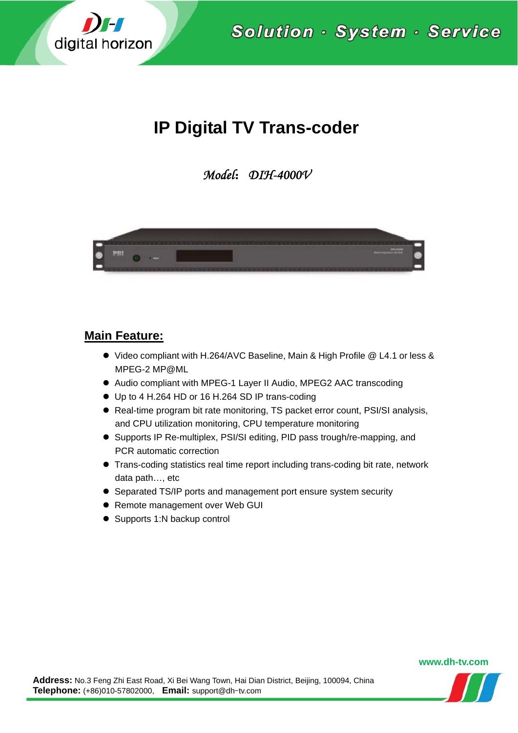# IP Digital TV Trans-coder

*Model: DIH-4000V*

## Main Feature:

- Video compliant with H.264/AVC Baseline, Main & High Profile @ L4.1 or less & MPEG-2 MP@ML
- Audio compliant with MPEG-1 Layer II Audio, MPEG2 AAC transcoding
- Up to 4 H.264 HD or 16 H.264 SD IP trans-coding
- Real-time program bit rate monitoring, TS packet error count, PSI/SI analysis, and CPU utilization monitoring, CPU temperature monitoring
- Supports IP Re-multiplex, PSI/SI editing, PID pass trough/re-mapping, and PCR automatic correction
- Trans-coding statistics real time report including trans-coding bit rate, network data path…, etc
- Separated TS/IP ports and management port ensure system security
- Remote management over Web GUI
- Supports 1:N backup control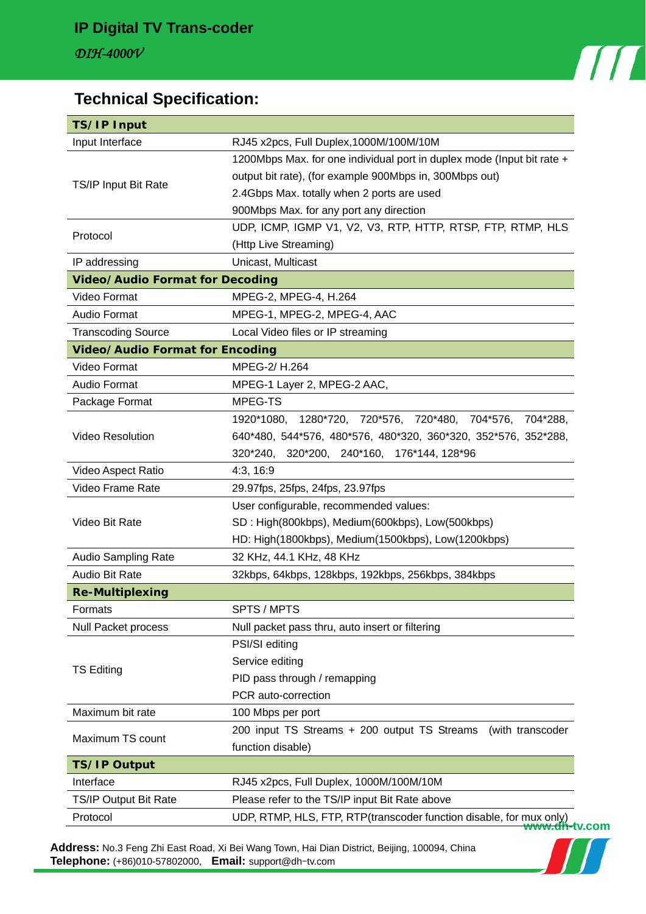# IP Digital TV Trans-coder

*DIH-4000V*

## Technical Specification:

| TS/IP Input | |
|---|---|
| Input Interface | RJ45 x2pcs, Full Duplex,1000M/100M/10M |
| TS/IP Input Bit Rate | 1200Mbps Max. for one individual port in duplex mode (Input bit rate + output bit rate), (for example 900Mbps in, 300Mbps out)<br>2.4Gbps Max. totally when 2 ports are used<br>900Mbps Max. for any port any direction |
| Protocol | UDP, ICMP, IGMP V1, V2, V3, RTP, HTTP, RTSP, FTP, RTMP, HLS (Http Live Streaming) |
| IP addressing | Unicast, Multicast |
| **Video/Audio Format for Decoding** | |
| Video Format | MPEG-2, MPEG-4, H.264 |
| Audio Format | MPEG-1, MPEG-2, MPEG-4, AAC |
| Transcoding Source | Local Video files or IP streaming |
| **Video/Audio Format for Encoding** | |
| Video Format | MPEG-2/ H.264 |
| Audio Format | MPEG-1 Layer 2, MPEG-2 AAC, |
| Package Format | MPEG-TS |
| Video Resolution | 1920*1080, 1280*720, 720*576, 720*480, 704*576, 704*288, 640*480, 544*576, 480*576, 480*320, 360*320, 352*576, 352*288, 320*240, 320*200, 240*160, 176*144, 128*96 |
| Video Aspect Ratio | 4:3, 16:9 |
| Video Frame Rate | 29.97fps, 25fps, 24fps, 23.97fps |
| Video Bit Rate | User configurable, recommended values:<br>SD : High(800kbps), Medium(600kbps), Low(500kbps)<br>HD: High(1800kbps), Medium(1500kbps), Low(1200kbps) |
| Audio Sampling Rate | 32 KHz, 44.1 KHz, 48 KHz |
| Audio Bit Rate | 32kbps, 64kbps, 128kbps, 192kbps, 256kbps, 384kbps |
| **Re-Multiplexing** | |
| Formats | SPTS / MPTS |
| Null Packet process | Null packet pass thru, auto insert or filtering |
| TS Editing | PSI/SI editing<br>Service editing<br>PID pass through / remapping<br>PCR auto-correction |
| Maximum bit rate | 100 Mbps per port |
| Maximum TS count | 200 input TS Streams + 200 output TS Streams (with transcoder function disable) |
| **TS/IP Output** | |
| Interface | RJ45 x2pcs, Full Duplex, 1000M/100M/10M |
| TS/IP Output Bit Rate | Please refer to the TS/IP input Bit Rate above |
| Protocol | UDP, RTMP, HLS, FTP, RTP(transcoder function disable, for mux only) |

www.dh-tv.com

**Address:** No.3 Feng Zhi East Road, Xi Bei Wang Town, Hai Dian District, Beijing, 100094, China
**Telephone:** (+86)010-57802000, **Email:** support@dh-tv.com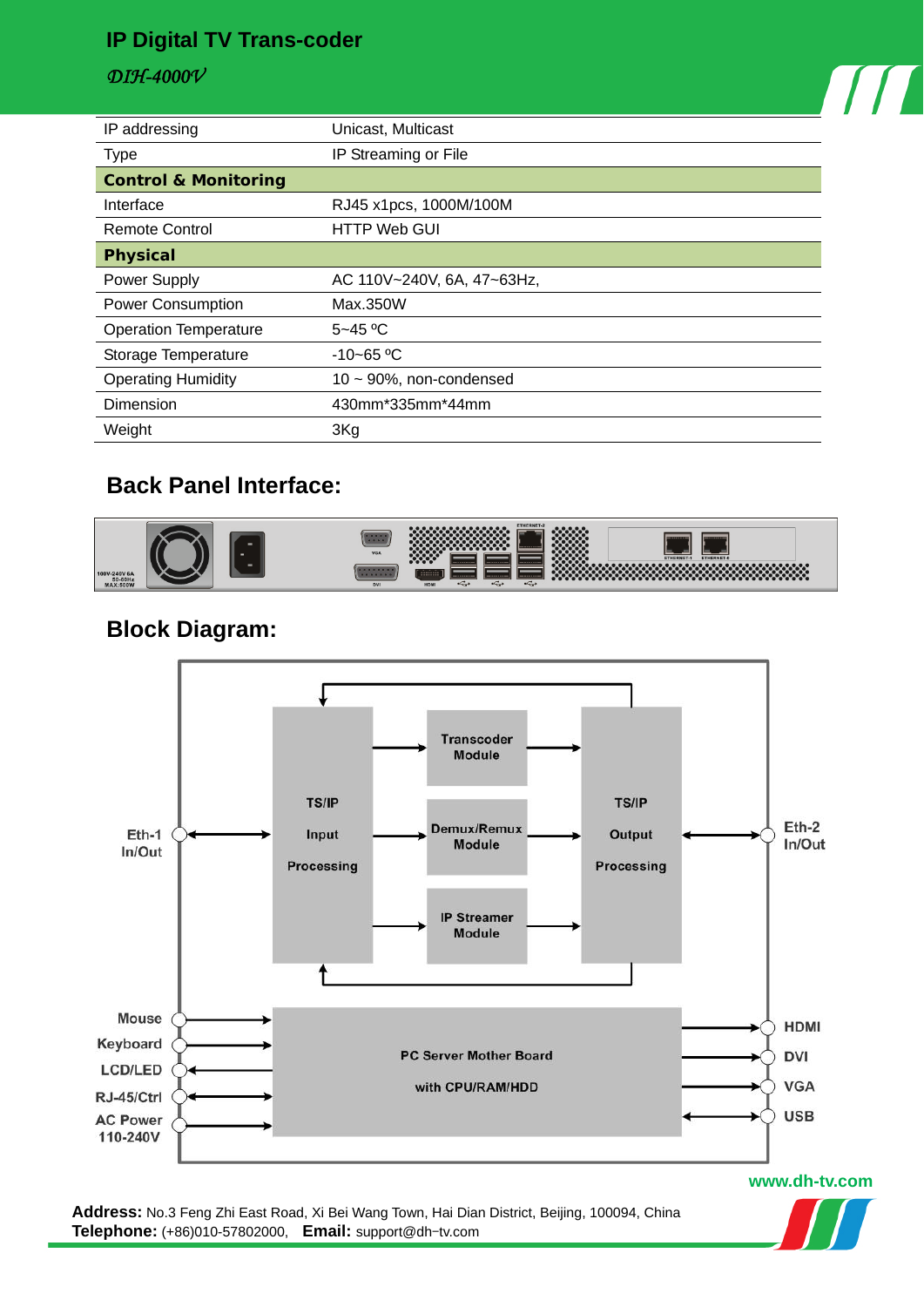# IP Digital TV Trans-coder

*DIH-4000V*

| | |
|---|---|
| IP addressing | Unicast, Multicast |
| Type | IP Streaming or File |
| **Control & Monitoring** | |
| Interface | RJ45 x1pcs, 1000M/100M |
| Remote Control | HTTP Web GUI |
| **Physical** | |
| Power Supply | AC 110V~240V, 6A, 47~63Hz, |
| Power Consumption | Max.350W |
| Operation Temperature | 5~45 ºC |
| Storage Temperature | -10~65 ºC |
| Operating Humidity | 10 ~ 90%, non-condensed |
| Dimension | 430mm*335mm*44mm |
| Weight | 3Kg |

## Back Panel Interface:

## Block Diagram:

Transcoder Module

TS/IP Input Processing

Demux/Remux Module

TS/IP Output Processing

IP Streamer Module

Eth-1 In/Out

Eth-2 In/Out

Mouse

Keyboard

LCD/LED

RJ-45/Ctrl

AC Power 110-240V

PC Server Mother Board with CPU/RAM/HDD

HDMI

DVI

VGA

USB

www.dh-tv.com

**Address:** No.3 Feng Zhi East Road, Xi Bei Wang Town, Hai Dian District, Beijing, 100094, China
**Telephone:** (+86)010-57802000, **Email:** support@dh-tv.com